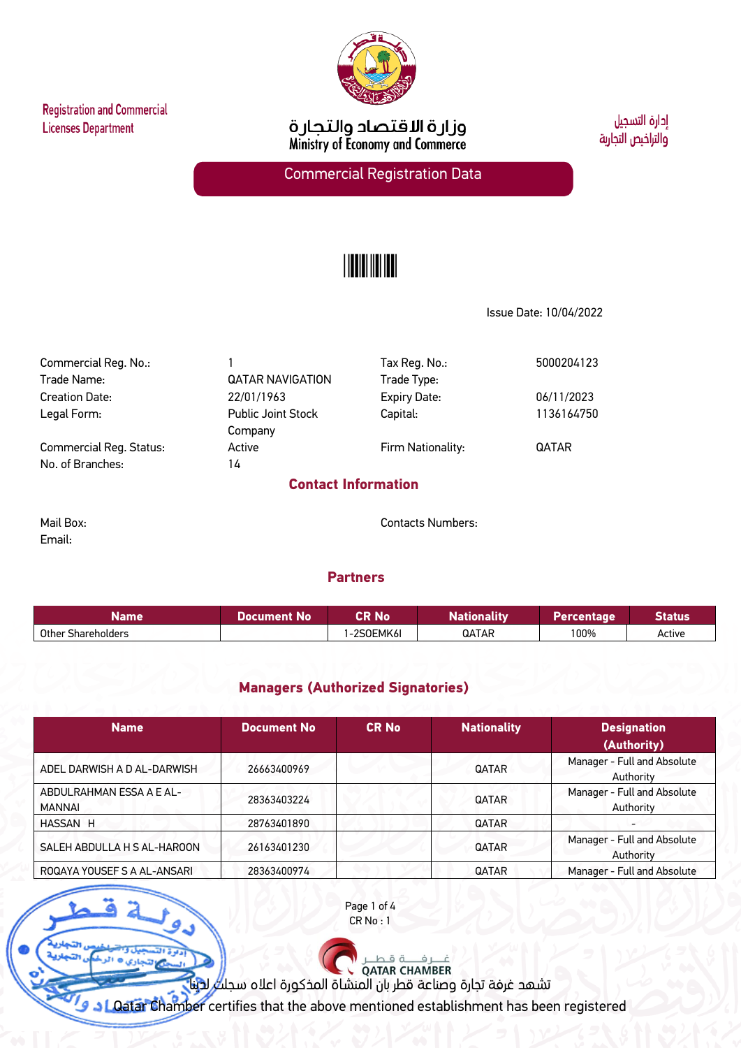Registration and Commercial Licenses Department

وزارة الاقتصاد والتجارة
Ministry of Economy and Commerce

إدارة التسجيل والتراخيص التجارية

# Commercial Registration Data

Issue Date: 10/04/2022

| | | | |
|---|---|---|---|
| Commercial Reg. No.: | 1 | Tax Reg. No.: | 5000204123 |
| Trade Name: | QATAR NAVIGATION | Trade Type: | |
| Creation Date: | 22/01/1963 | Expiry Date: | 06/11/2023 |
| Legal Form: | Public Joint Stock Company | Capital: | 1136164750 |
| Commercial Reg. Status: | Active | Firm Nationality: | QATAR |
| No. of Branches: | 14 | | |

## Contact Information

Mail Box:

Email:

Contacts Numbers:

## Partners

| Name | Document No | CR No | Nationality | Percentage | Status |
|---|---|---|---|---|---|
| Other Shareholders | | 1-2SOEMK6I | QATAR | 100% | Active |

## Managers (Authorized Signatories)

| Name | Document No | CR No | Nationality | Designation (Authority) |
|---|---|---|---|---|
| ADEL DARWISH A D AL-DARWISH | 26663400969 | | QATAR | Manager - Full and Absolute Authority |
| ABDULRAHMAN ESSA A E AL-MANNAI | 28363403224 | | QATAR | Manager - Full and Absolute Authority |
| HASSAN H | 28763401890 | | QATAR | - |
| SALEH ABDULLA H S AL-HAROON | 26163401230 | | QATAR | Manager - Full and Absolute Authority |
| ROQAYA YOUSEF S A AL-ANSARI | 28363400974 | | QATAR | Manager - Full and Absolute |

CR No : 1

QATAR CHAMBER

تشهد غرفة تجارة وصناعة قطر بان المنشاة المذكورة اعلاه سجلت لدينا

Qatar Chamber certifies that the above mentioned establishment has been registered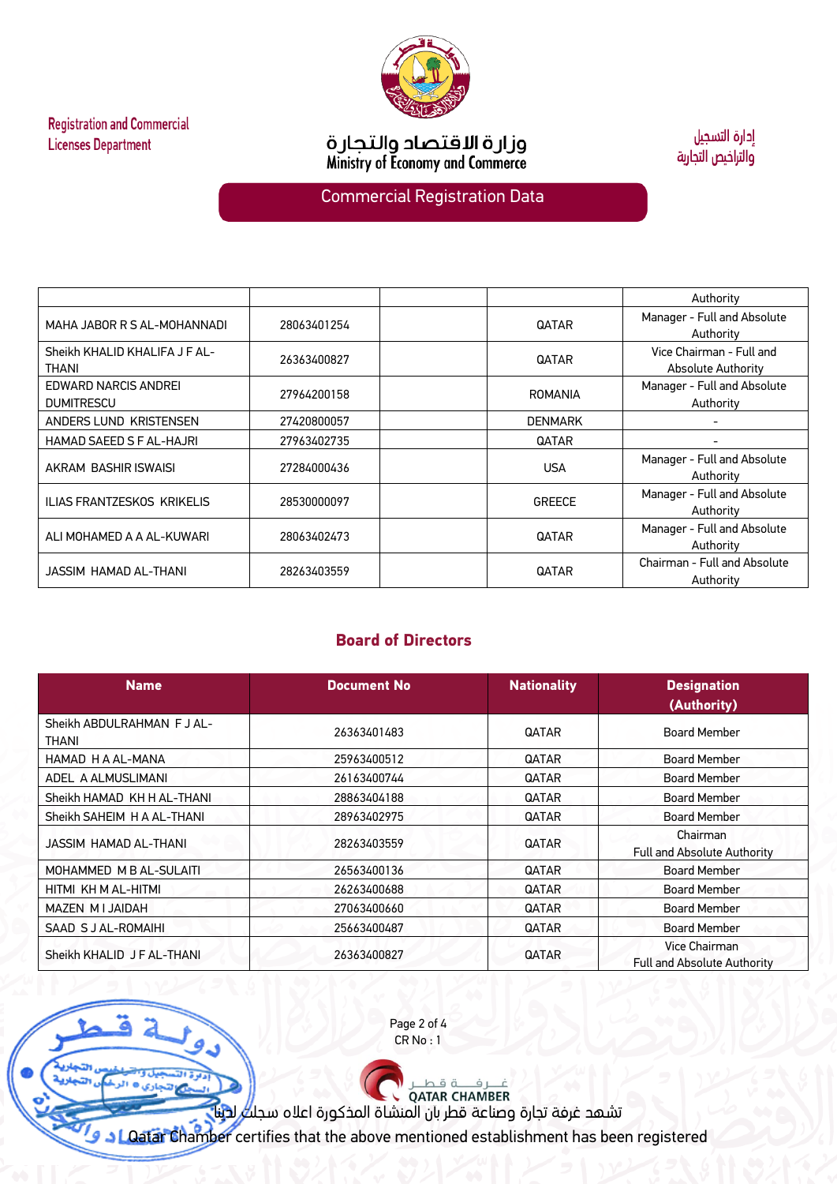Registration and Commercial Licenses Department

وزارة الاقتصاد والتجارة
Ministry of Economy and Commerce

إدارة التسجيل والتراخيص التجارية

## Commercial Registration Data

| | | | | |
|---|---|---|---|---|
| | | | | Authority |
| MAHA JABOR R S AL-MOHANNADI | 28063401254 | | QATAR | Manager - Full and Absolute Authority |
| Sheikh KHALID KHALIFA J F AL-THANI | 26363400827 | | QATAR | Vice Chairman - Full and Absolute Authority |
| EDWARD NARCIS ANDREI DUMITRESCU | 27964200158 | | ROMANIA | Manager - Full and Absolute Authority |
| ANDERS LUND KRISTENSEN | 27420800057 | | DENMARK | - |
| HAMAD SAEED S F AL-HAJRI | 27963402735 | | QATAR | - |
| AKRAM BASHIR ISWAISI | 27284000436 | | USA | Manager - Full and Absolute Authority |
| ILIAS FRANTZESKOS KRIKELIS | 28530000097 | | GREECE | Manager - Full and Absolute Authority |
| ALI MOHAMED A A AL-KUWARI | 28063402473 | | QATAR | Manager - Full and Absolute Authority |
| JASSIM HAMAD AL-THANI | 28263403559 | | QATAR | Chairman - Full and Absolute Authority |

## Board of Directors

| Name | Document No | Nationality | Designation (Authority) |
|---|---|---|---|
| Sheikh ABDULRAHMAN F J AL-THANI | 26363401483 | QATAR | Board Member |
| HAMAD H A AL-MANA | 25963400512 | QATAR | Board Member |
| ADEL A ALMUSLIMANI | 26163400744 | QATAR | Board Member |
| Sheikh HAMAD KH H AL-THANI | 28863404188 | QATAR | Board Member |
| Sheikh SAHEIM H A AL-THANI | 28963402975 | QATAR | Board Member |
| JASSIM HAMAD AL-THANI | 28263403559 | QATAR | Chairman Full and Absolute Authority |
| MOHAMMED M B AL-SULAITI | 26563400136 | QATAR | Board Member |
| HITMI KH M AL-HITMI | 26263400688 | QATAR | Board Member |
| MAZEN M I JAIDAH | 27063400660 | QATAR | Board Member |
| SAAD S J AL-ROMAIHI | 25663400487 | QATAR | Board Member |
| Sheikh KHALID J F AL-THANI | 26363400827 | QATAR | Vice Chairman Full and Absolute Authority |

CR No : 1

غرفة قطر
QATAR CHAMBER

تشهد غرفة تجارة وصناعة قطر بان المنشاة المذكورة اعلاه سجلت لدينا

Qatar Chamber certifies that the above mentioned establishment has been registered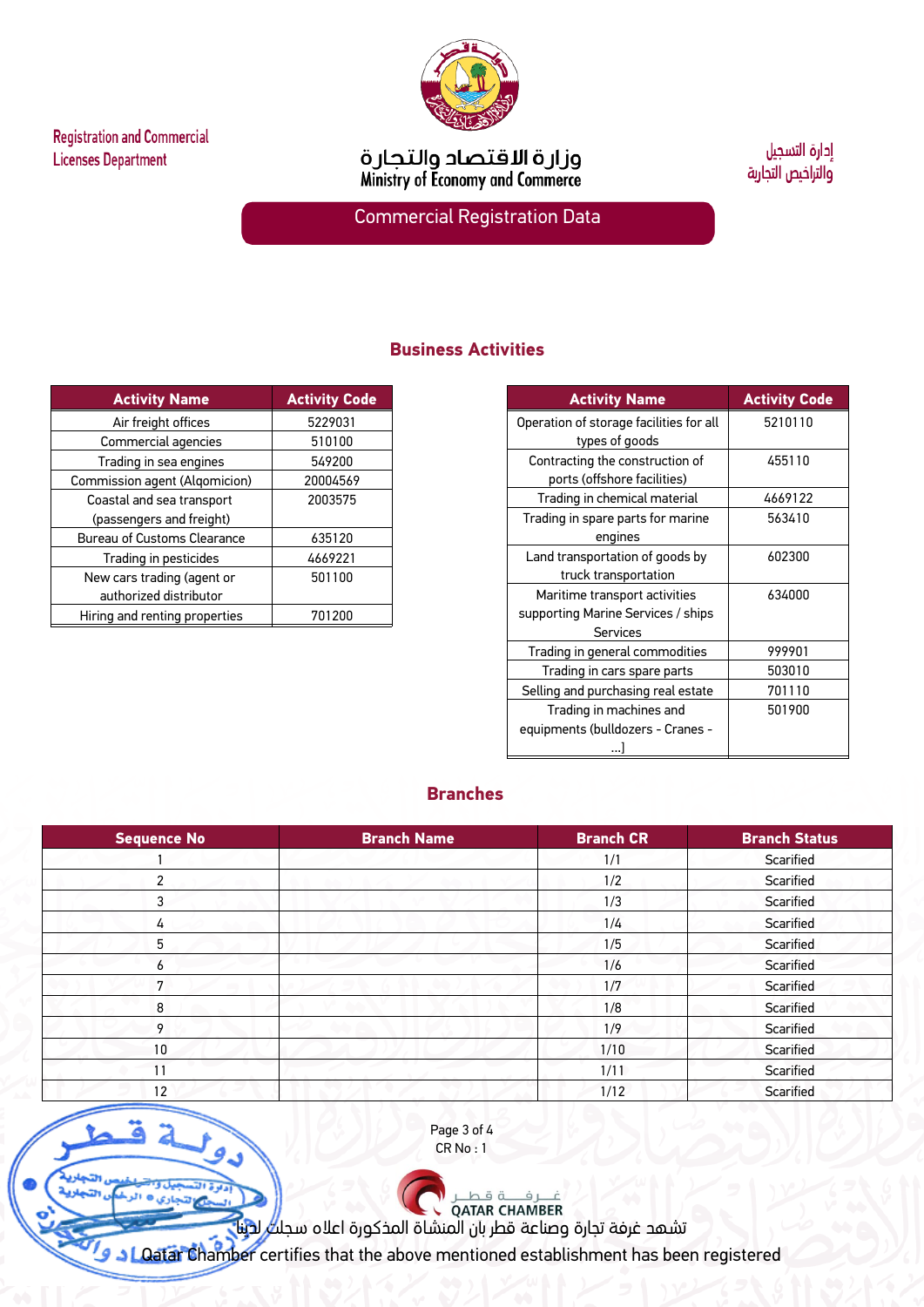Registration and Commercial Licenses Department

وزارة الاقتصاد والتجارة
Ministry of Economy and Commerce

إدارة التسجيل والتراخيص التجارية

## Commercial Registration Data

### Business Activities

| Activity Name | Activity Code |
|---|---|
| Air freight offices | 5229031 |
| Commercial agencies | 510100 |
| Trading in sea engines | 549200 |
| Commission agent (Algomicion) | 20004569 |
| Coastal and sea transport (passengers and freight) | 2003575 |
| Bureau of Customs Clearance | 635120 |
| Trading in pesticides | 4669221 |
| New cars trading (agent or authorized distributor | 501100 |
| Hiring and renting properties | 701200 |

| Activity Name | Activity Code |
|---|---|
| Operation of storage facilities for all types of goods | 5210110 |
| Contracting the construction of ports (offshore facilities) | 455110 |
| Trading in chemical material | 4669122 |
| Trading in spare parts for marine engines | 563410 |
| Land transportation of goods by truck transportation | 602300 |
| Maritime transport activities supporting Marine Services / ships Services | 634000 |
| Trading in general commodities | 999901 |
| Trading in cars spare parts | 503010 |
| Selling and purchasing real estate | 701110 |
| Trading in machines and equipments (bulldozers - Cranes - ...) | 501900 |

### Branches

| Sequence No | Branch Name | Branch CR | Branch Status |
|---|---|---|---|
| 1 | | 1/1 | Scarified |
| 2 | | 1/2 | Scarified |
| 3 | | 1/3 | Scarified |
| 4 | | 1/4 | Scarified |
| 5 | | 1/5 | Scarified |
| 6 | | 1/6 | Scarified |
| 7 | | 1/7 | Scarified |
| 8 | | 1/8 | Scarified |
| 9 | | 1/9 | Scarified |
| 10 | | 1/10 | Scarified |
| 11 | | 1/11 | Scarified |
| 12 | | 1/12 | Scarified |

CR No : 1

غرفة قطر
QATAR CHAMBER

تشهد غرفة تجارة وصناعة قطر بان المنشاة المذكورة اعلاه سجلت لدينا
Qatar Chamber certifies that the above mentioned establishment has been registered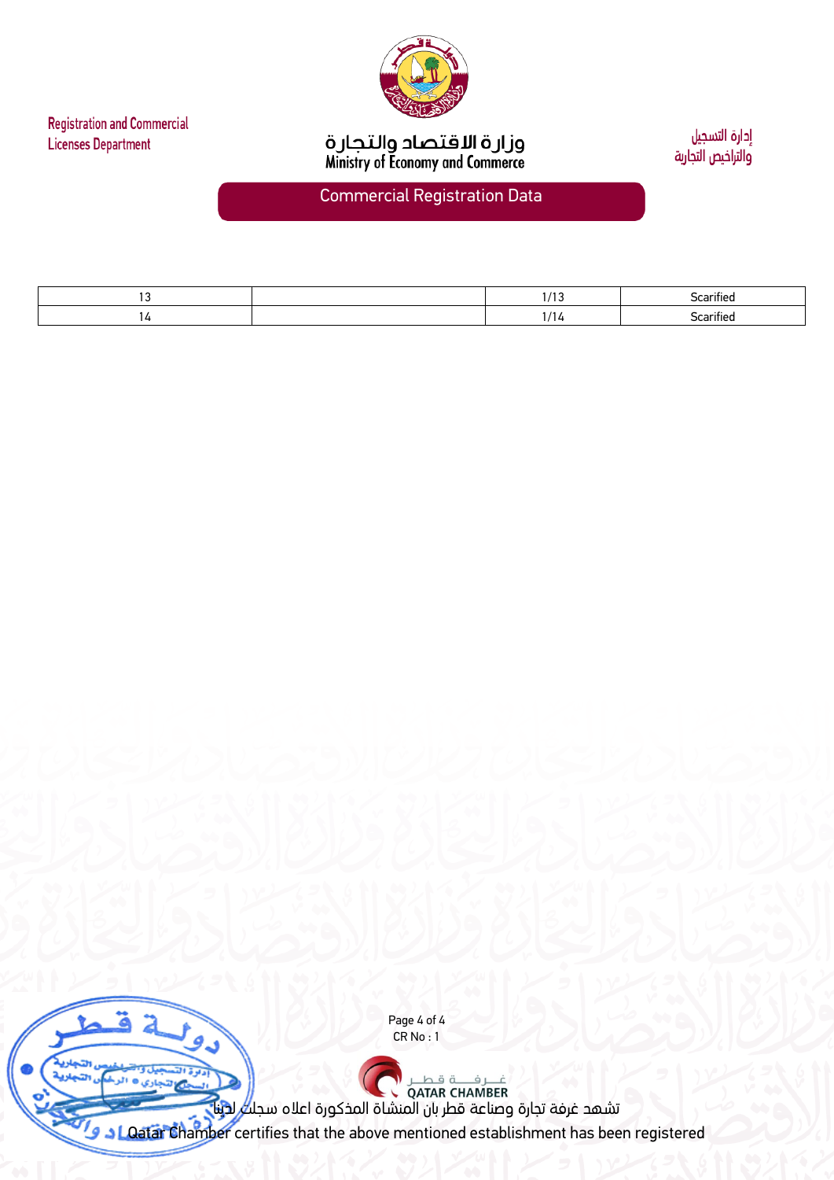Registration and Commercial Licenses Department

وزارة الاقتصاد والتجارة
Ministry of Economy and Commerce

إدارة التسجيل والتراخيص التجارية

## Commercial Registration Data

| | | | |
|---|---|---|---|
| 13 | | 1/13 | Scarified |
| 14 | | 1/14 | Scarified |

CR No : 1

غرفة قطر
QATAR CHAMBER

تشهد غرفة تجارة وصناعة قطر بان المنشاة المذكورة اعلاه سجلت لدينا

Qatar Chamber certifies that the above mentioned establishment has been registered